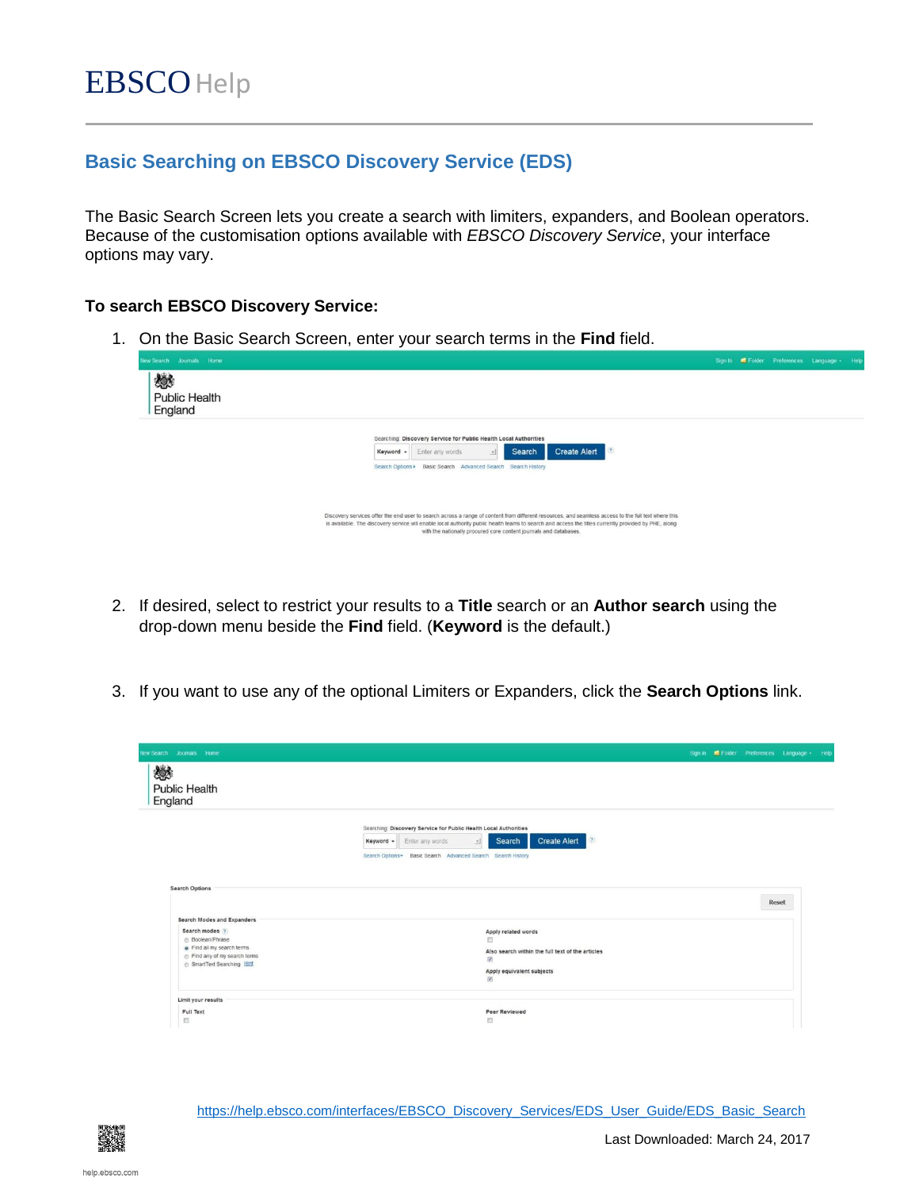EBSCO Help

## Basic Searching on EBSCO Discovery Service (EDS)

The Basic Search Screen lets you create a search with limiters, expanders, and Boolean operators. Because of the customisation options available with *EBSCO Discovery Service*, your interface options may vary.

### To search EBSCO Discovery Service:

1. On the Basic Search Screen, enter your search terms in the **Find** field.
2. If desired, select to restrict your results to a **Title** search or an **Author search** using the drop-down menu beside the **Find** field. (**Keyword** is the default.)
3. If you want to use any of the optional Limiters or Expanders, click the **Search Options** link.

https://help.ebsco.com/interfaces/EBSCO_Discovery_Services/EDS_User_Guide/EDS_Basic_Search

Last Downloaded: March 24, 2017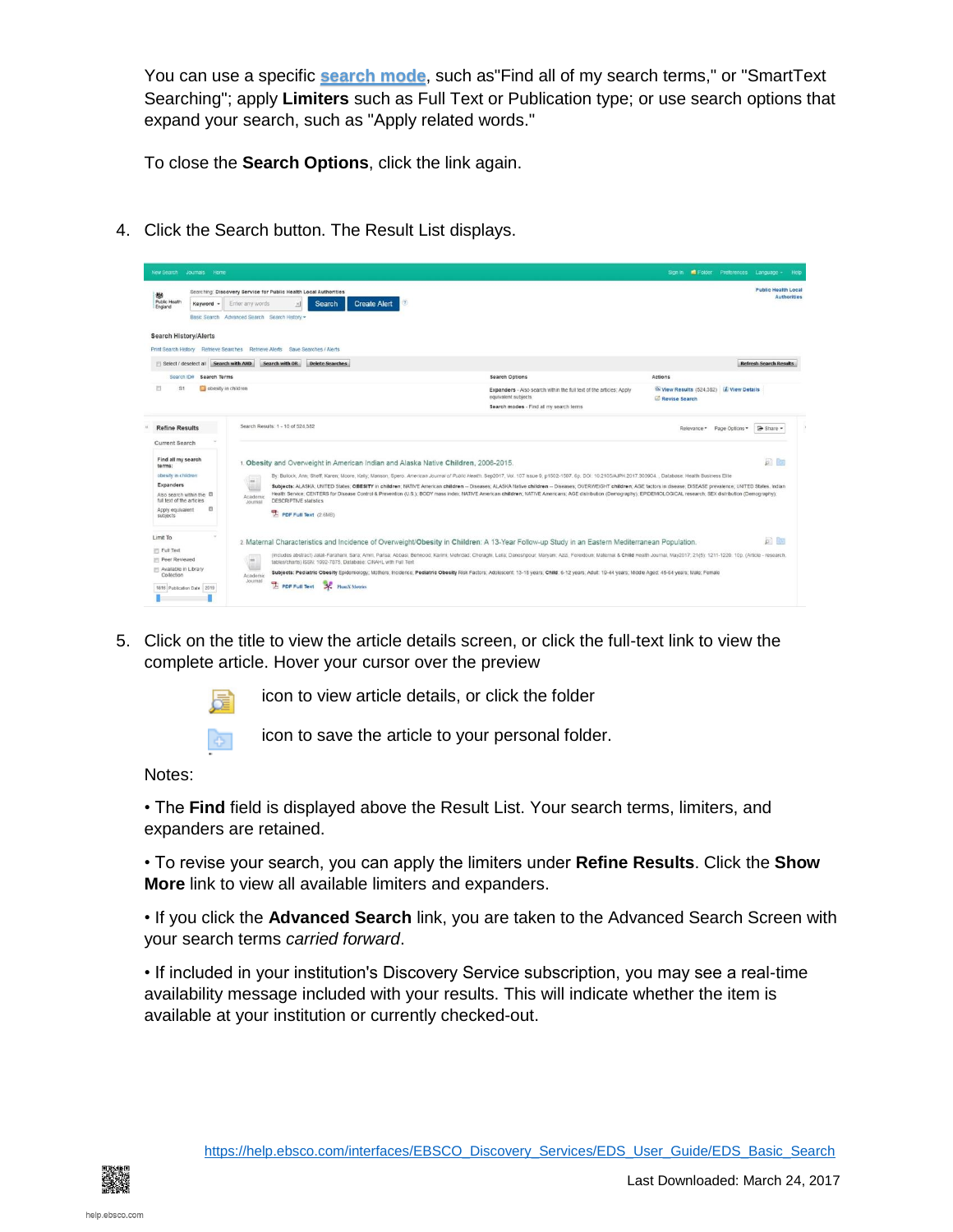You can use a specific search mode, such as"Find all of my search terms," or "SmartText Searching"; apply **Limiters** such as Full Text or Publication type; or use search options that expand your search, such as "Apply related words."

To close the **Search Options**, click the link again.

4. Click the Search button. The Result List displays.

5. Click on the title to view the article details screen, or click the full-text link to view the complete article. Hover your cursor over the preview

   icon to view article details, or click the folder

   icon to save the article to your personal folder.

Notes:

• The **Find** field is displayed above the Result List. Your search terms, limiters, and expanders are retained.

• To revise your search, you can apply the limiters under **Refine Results**. Click the **Show More** link to view all available limiters and expanders.

• If you click the **Advanced Search** link, you are taken to the Advanced Search Screen with your search terms *carried forward*.

• If included in your institution's Discovery Service subscription, you may see a real-time availability message included with your results. This will indicate whether the item is available at your institution or currently checked-out.

https://help.ebsco.com/interfaces/EBSCO_Discovery_Services/EDS_User_Guide/EDS_Basic_Search

Last Downloaded: March 24, 2017